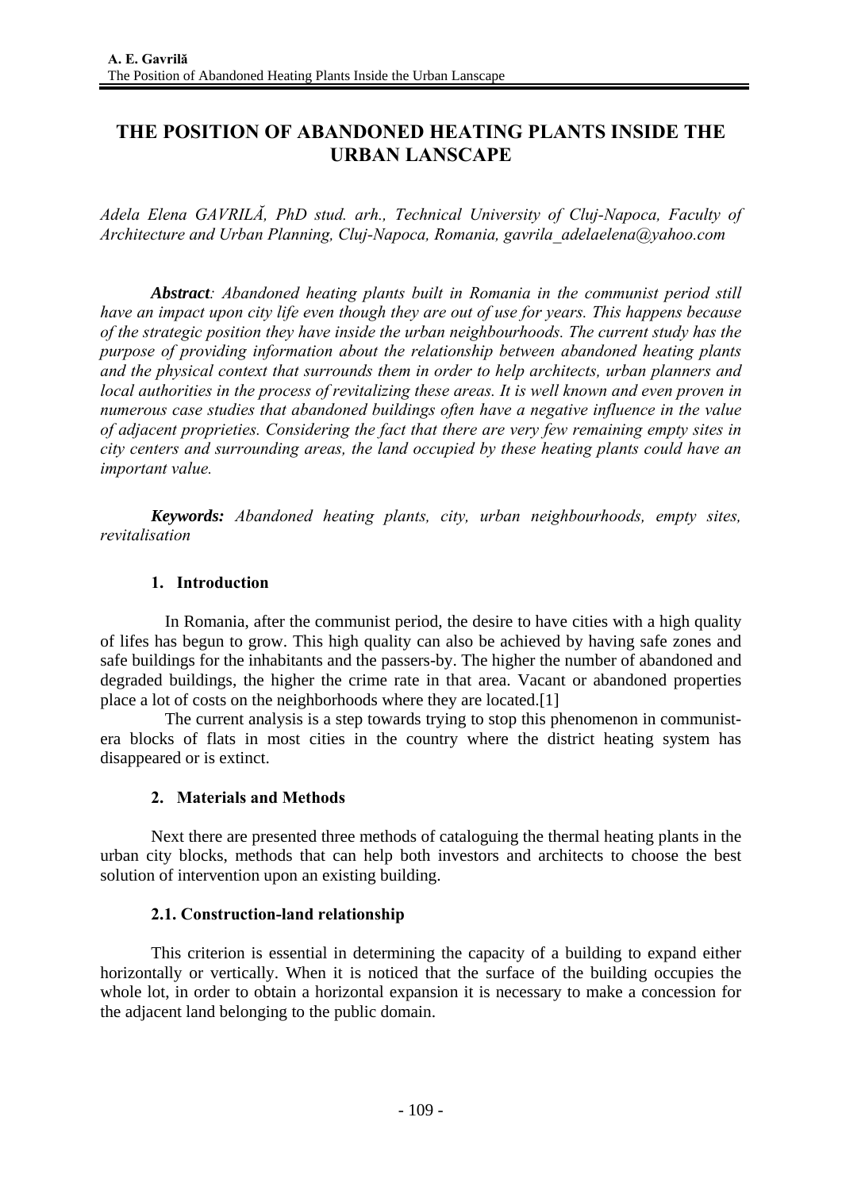# THE POSITION OF ABANDONED HEATING PLANTS INSIDE THE URBAN LANSCAPE

*Adela Elena GAVRILĂ, PhD stud. arh., Technical University of Cluj-Napoca, Faculty of Architecture and Urban Planning, Cluj-Napoca, Romania, gavrila_adelaelena@yahoo.com*

***Abstract**: Abandoned heating plants built in Romania in the communist period still have an impact upon city life even though they are out of use for years. This happens because of the strategic position they have inside the urban neighbourhoods. The current study has the purpose of providing information about the relationship between abandoned heating plants and the physical context that surrounds them in order to help architects, urban planners and local authorities in the process of revitalizing these areas. It is well known and even proven in numerous case studies that abandoned buildings often have a negative influence in the value of adjacent proprieties. Considering the fact that there are very few remaining empty sites in city centers and surrounding areas, the land occupied by these heating plants could have an important value.*

***Keywords:** Abandoned heating plants, city, urban neighbourhoods, empty sites, revitalisation*

## 1. Introduction

In Romania, after the communist period, the desire to have cities with a high quality of lifes has begun to grow. This high quality can also be achieved by having safe zones and safe buildings for the inhabitants and the passers-by. The higher the number of abandoned and degraded buildings, the higher the crime rate in that area. Vacant or abandoned properties place a lot of costs on the neighborhoods where they are located.[1]

The current analysis is a step towards trying to stop this phenomenon in communist-era blocks of flats in most cities in the country where the district heating system has disappeared or is extinct.

## 2. Materials and Methods

Next there are presented three methods of cataloguing the thermal heating plants in the urban city blocks, methods that can help both investors and architects to choose the best solution of intervention upon an existing building.

### 2.1. Construction-land relationship

This criterion is essential in determining the capacity of a building to expand either horizontally or vertically. When it is noticed that the surface of the building occupies the whole lot, in order to obtain a horizontal expansion it is necessary to make a concession for the adjacent land belonging to the public domain.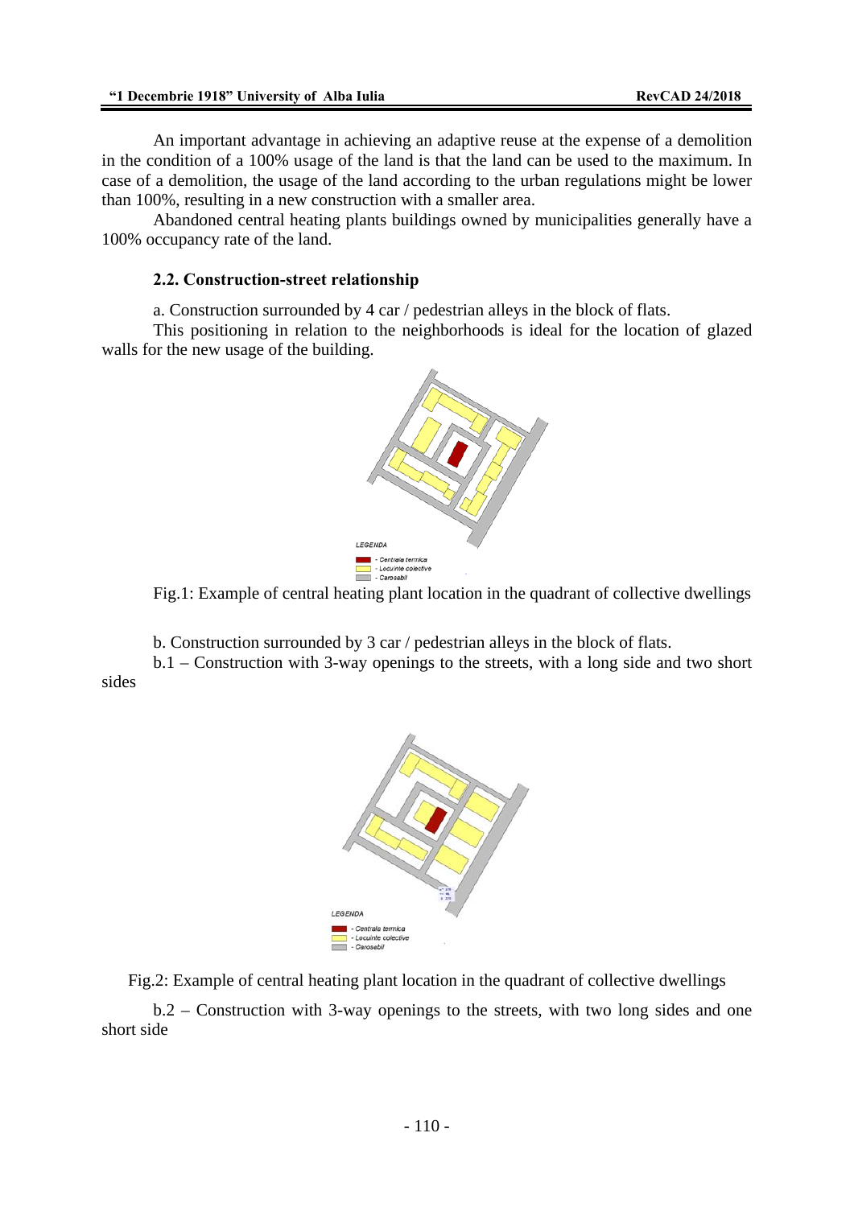An important advantage in achieving an adaptive reuse at the expense of a demolition in the condition of a 100% usage of the land is that the land can be used to the maximum. In case of a demolition, the usage of the land according to the urban regulations might be lower than 100%, resulting in a new construction with a smaller area.

Abandoned central heating plants buildings owned by municipalities generally have a 100% occupancy rate of the land.

### 2.2. Construction-street relationship

a. Construction surrounded by 4 car / pedestrian alleys in the block of flats.

This positioning in relation to the neighborhoods is ideal for the location of glazed walls for the new usage of the building.

Fig.1: Example of central heating plant location in the quadrant of collective dwellings

b. Construction surrounded by 3 car / pedestrian alleys in the block of flats.

b.1 – Construction with 3-way openings to the streets, with a long side and two short sides

Fig.2: Example of central heating plant location in the quadrant of collective dwellings

b.2 – Construction with 3-way openings to the streets, with two long sides and one short side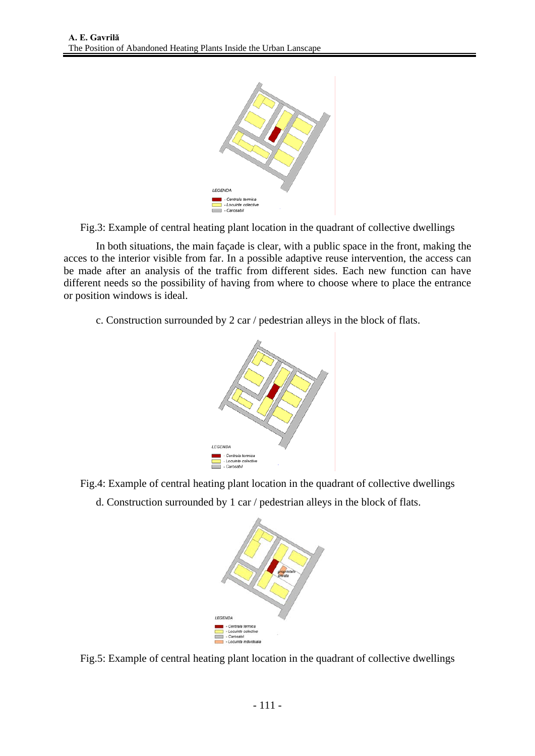Fig.3: Example of central heating plant location in the quadrant of collective dwellings

In both situations, the main façade is clear, with a public space in the front, making the acces to the interior visible from far. In a possible adaptive reuse intervention, the access can be made after an analysis of the traffic from different sides. Each new function can have different needs so the possibility of having from where to choose where to place the entrance or position windows is ideal.

c. Construction surrounded by 2 car / pedestrian alleys in the block of flats.

Fig.4: Example of central heating plant location in the quadrant of collective dwellings

d. Construction surrounded by 1 car / pedestrian alleys in the block of flats.

Fig.5: Example of central heating plant location in the quadrant of collective dwellings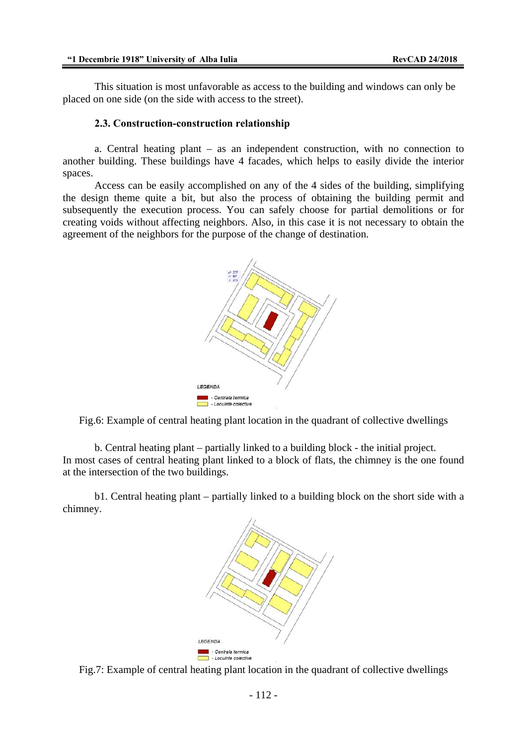This situation is most unfavorable as access to the building and windows can only be placed on one side (on the side with access to the street).

### 2.3. Construction-construction relationship

a. Central heating plant – as an independent construction, with no connection to another building. These buildings have 4 facades, which helps to easily divide the interior spaces.

Access can be easily accomplished on any of the 4 sides of the building, simplifying the design theme quite a bit, but also the process of obtaining the building permit and subsequently the execution process. You can safely choose for partial demolitions or for creating voids without affecting neighbors. Also, in this case it is not necessary to obtain the agreement of the neighbors for the purpose of the change of destination.

Fig.6: Example of central heating plant location in the quadrant of collective dwellings

b. Central heating plant – partially linked to a building block - the initial project.
In most cases of central heating plant linked to a block of flats, the chimney is the one found at the intersection of the two buildings.

b1. Central heating plant – partially linked to a building block on the short side with a chimney.

Fig.7: Example of central heating plant location in the quadrant of collective dwellings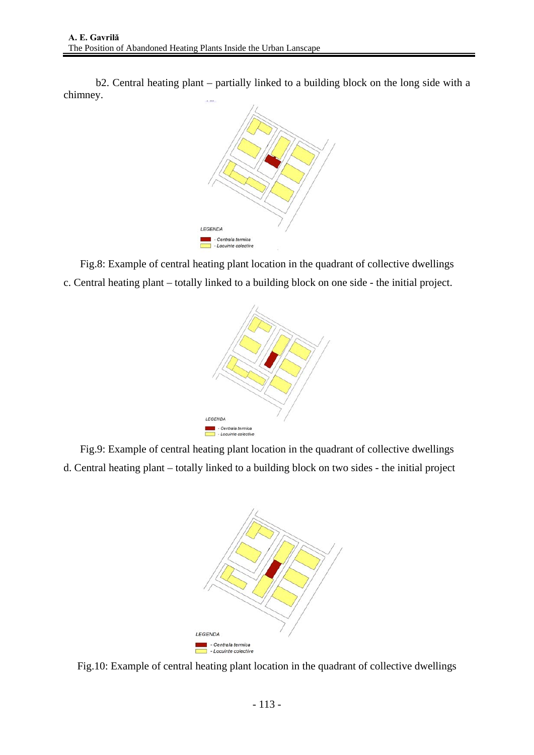b2. Central heating plant – partially linked to a building block on the long side with a chimney.

LEGENDA

- Centrala termica
- Locuinte colective

Fig.8: Example of central heating plant location in the quadrant of collective dwellings

c. Central heating plant – totally linked to a building block on one side - the initial project.

LEGENDA

- Centrala termica
- Locuinte colective

Fig.9: Example of central heating plant location in the quadrant of collective dwellings

d. Central heating plant – totally linked to a building block on two sides - the initial project

LEGENDA

- Centrala termica
- Locuinte colective

Fig.10: Example of central heating plant location in the quadrant of collective dwellings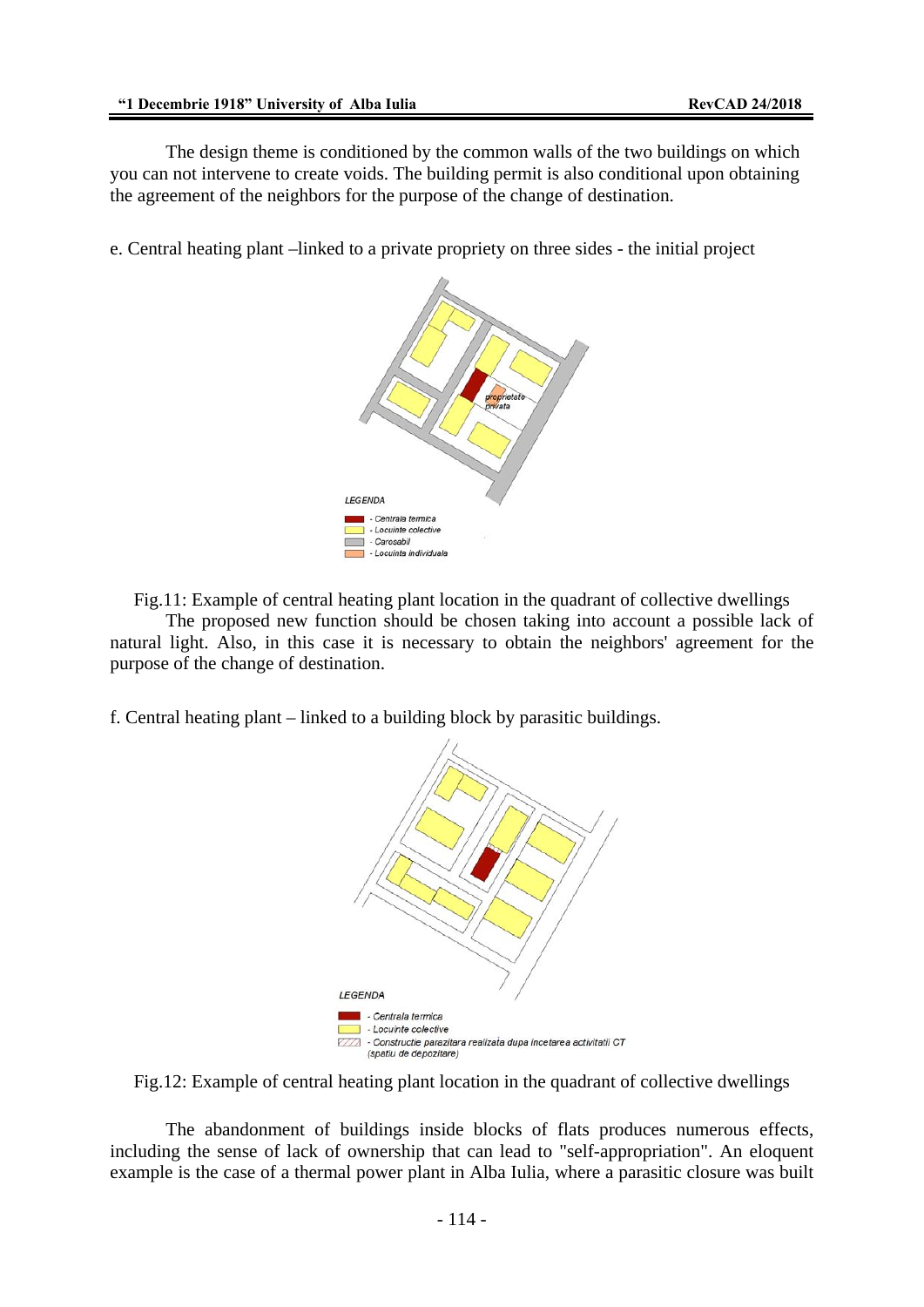The design theme is conditioned by the common walls of the two buildings on which you can not intervene to create voids. The building permit is also conditional upon obtaining the agreement of the neighbors for the purpose of the change of destination.

e. Central heating plant –linked to a private propriety on three sides - the initial project

Fig.11: Example of central heating plant location in the quadrant of collective dwellings

The proposed new function should be chosen taking into account a possible lack of natural light. Also, in this case it is necessary to obtain the neighbors' agreement for the purpose of the change of destination.

f. Central heating plant – linked to a building block by parasitic buildings.

Fig.12: Example of central heating plant location in the quadrant of collective dwellings

The abandonment of buildings inside blocks of flats produces numerous effects, including the sense of lack of ownership that can lead to "self-appropriation". An eloquent example is the case of a thermal power plant in Alba Iulia, where a parasitic closure was built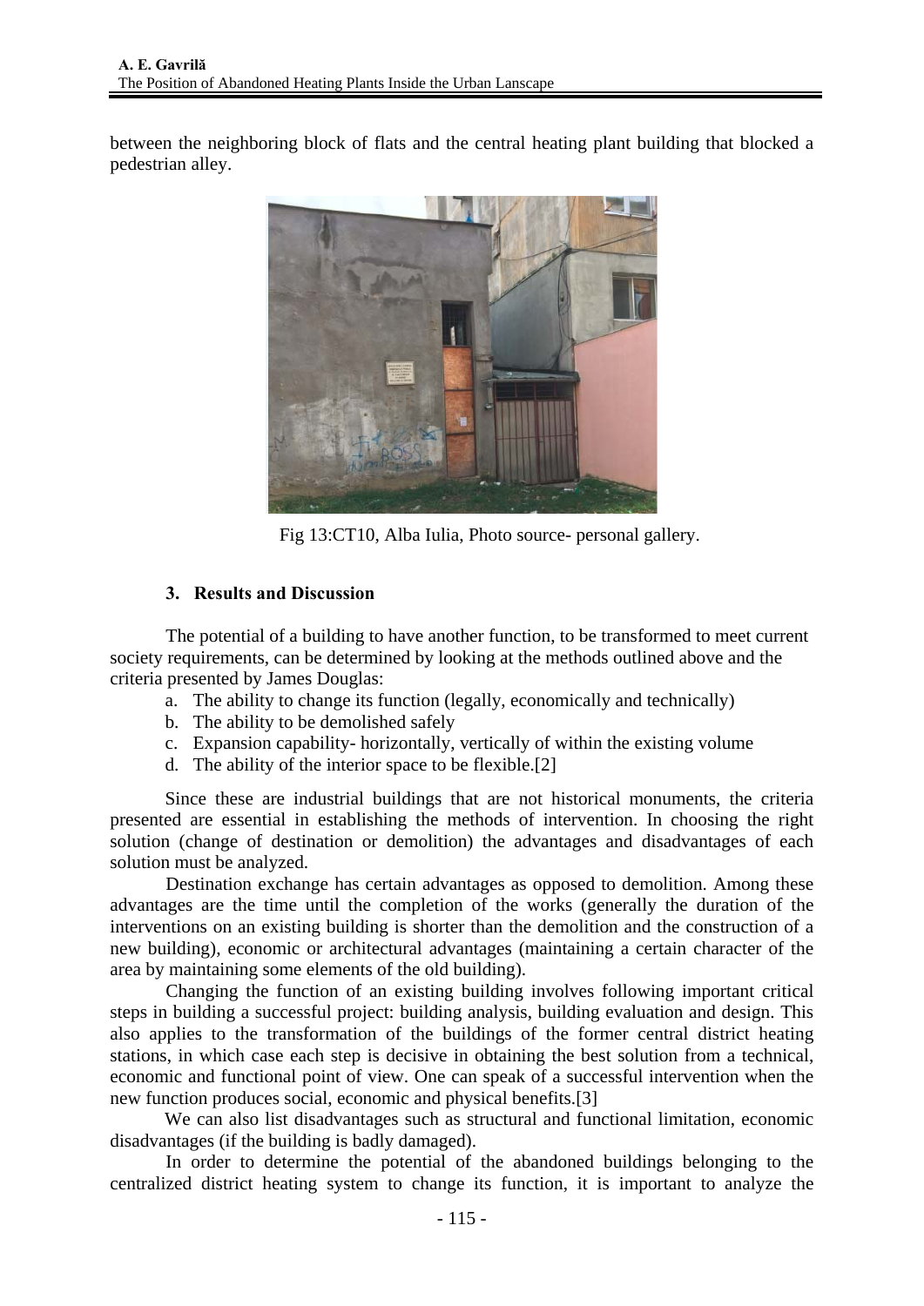between the neighboring block of flats and the central heating plant building that blocked a pedestrian alley.

Fig 13:CT10, Alba Iulia, Photo source- personal gallery.

### 3. Results and Discussion

The potential of a building to have another function, to be transformed to meet current society requirements, can be determined by looking at the methods outlined above and the criteria presented by James Douglas:

a. The ability to change its function (legally, economically and technically)
b. The ability to be demolished safely
c. Expansion capability- horizontally, vertically of within the existing volume
d. The ability of the interior space to be flexible.[2]

Since these are industrial buildings that are not historical monuments, the criteria presented are essential in establishing the methods of intervention. In choosing the right solution (change of destination or demolition) the advantages and disadvantages of each solution must be analyzed.

Destination exchange has certain advantages as opposed to demolition. Among these advantages are the time until the completion of the works (generally the duration of the interventions on an existing building is shorter than the demolition and the construction of a new building), economic or architectural advantages (maintaining a certain character of the area by maintaining some elements of the old building).

Changing the function of an existing building involves following important critical steps in building a successful project: building analysis, building evaluation and design. This also applies to the transformation of the buildings of the former central district heating stations, in which case each step is decisive in obtaining the best solution from a technical, economic and functional point of view. One can speak of a successful intervention when the new function produces social, economic and physical benefits.[3]

We can also list disadvantages such as structural and functional limitation, economic disadvantages (if the building is badly damaged).

In order to determine the potential of the abandoned buildings belonging to the centralized district heating system to change its function, it is important to analyze the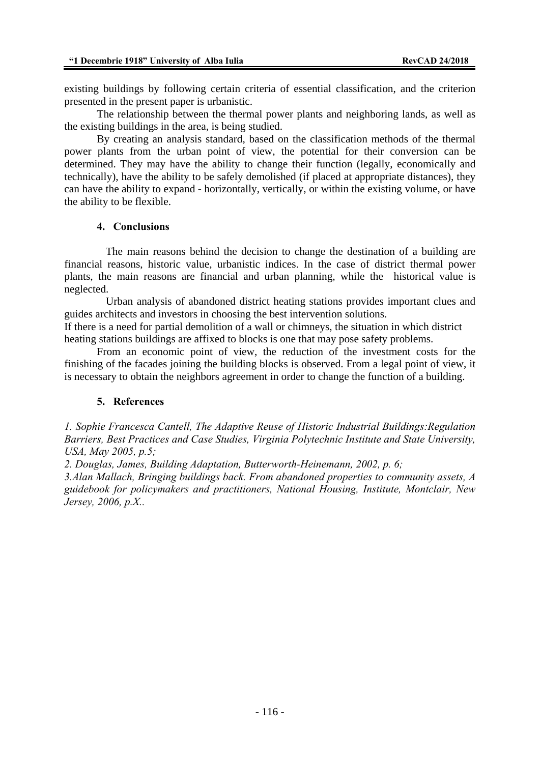existing buildings by following certain criteria of essential classification, and the criterion presented in the present paper is urbanistic.

The relationship between the thermal power plants and neighboring lands, as well as the existing buildings in the area, is being studied.

By creating an analysis standard, based on the classification methods of the thermal power plants from the urban point of view, the potential for their conversion can be determined. They may have the ability to change their function (legally, economically and technically), have the ability to be safely demolished (if placed at appropriate distances), they can have the ability to expand - horizontally, vertically, or within the existing volume, or have the ability to be flexible.

## 4. Conclusions

The main reasons behind the decision to change the destination of a building are financial reasons, historic value, urbanistic indices. In the case of district thermal power plants, the main reasons are financial and urban planning, while the historical value is neglected.

Urban analysis of abandoned district heating stations provides important clues and guides architects and investors in choosing the best intervention solutions.

If there is a need for partial demolition of a wall or chimneys, the situation in which district heating stations buildings are affixed to blocks is one that may pose safety problems.

From an economic point of view, the reduction of the investment costs for the finishing of the facades joining the building blocks is observed. From a legal point of view, it is necessary to obtain the neighbors agreement in order to change the function of a building.

## 5. References

*1. Sophie Francesca Cantell, The Adaptive Reuse of Historic Industrial Buildings:Regulation Barriers, Best Practices and Case Studies, Virginia Polytechnic Institute and State University, USA, May 2005, p.5;*

*2. Douglas, James, Building Adaptation, Butterworth-Heinemann, 2002, p. 6;*

*3.Alan Mallach, Bringing buildings back. From abandoned properties to community assets, A guidebook for policymakers and practitioners, National Housing, Institute, Montclair, New Jersey, 2006, p.X..*